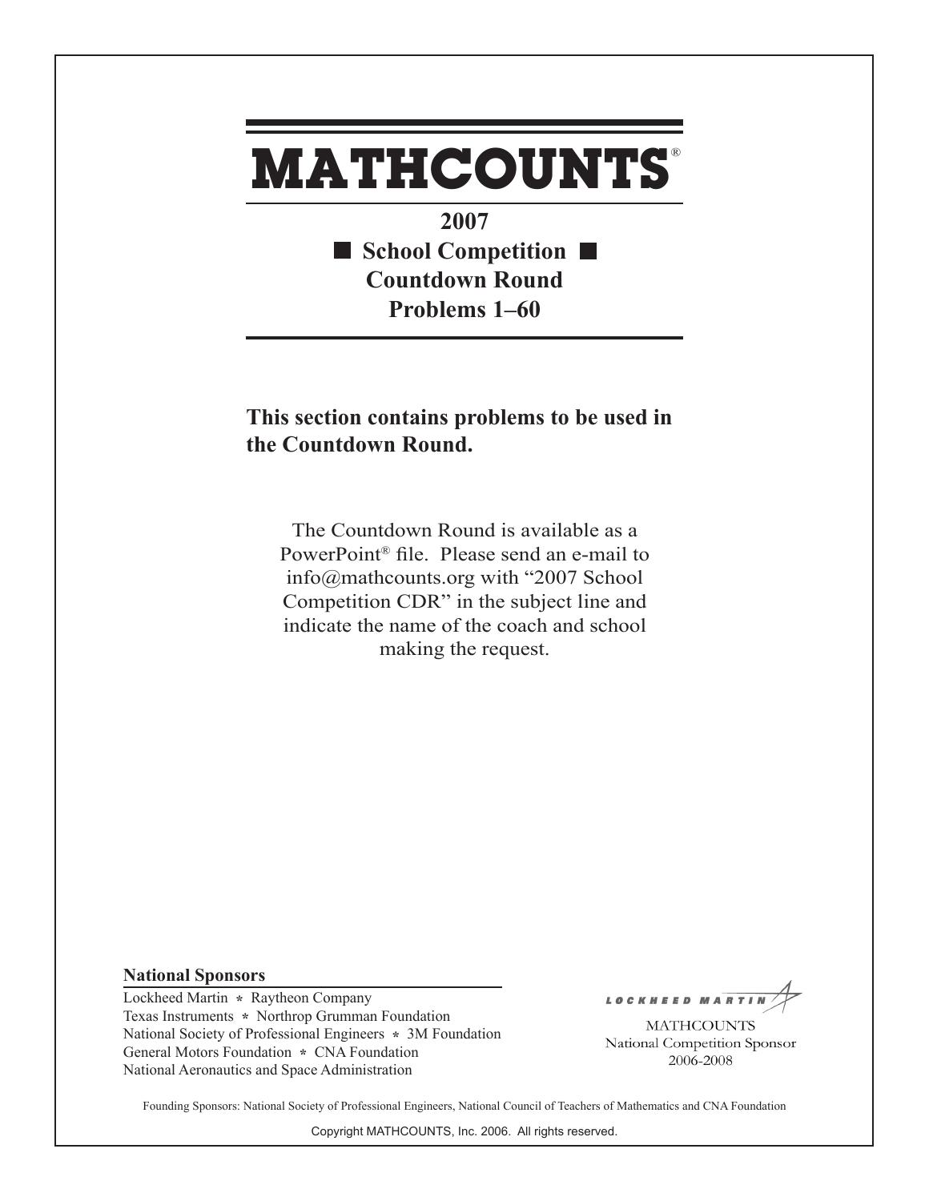# MATHCOUNTS®

## 2007

## ■ School Competition ■

## Countdown Round

## Problems 1–60

**This section contains problems to be used in the Countdown Round.**

The Countdown Round is available as a PowerPoint® file. Please send an e-mail to info@mathcounts.org with "2007 School Competition CDR" in the subject line and indicate the name of the coach and school making the request.

**National Sponsors**

Lockheed Martin * Raytheon Company
Texas Instruments * Northrop Grumman Foundation
National Society of Professional Engineers * 3M Foundation
General Motors Foundation * CNA Foundation
National Aeronautics and Space Administration

LOCKHEED MARTIN

MATHCOUNTS
National Competition Sponsor
2006-2008

Founding Sponsors: National Society of Professional Engineers, National Council of Teachers of Mathematics and CNA Foundation

Copyright MATHCOUNTS, Inc. 2006. All rights reserved.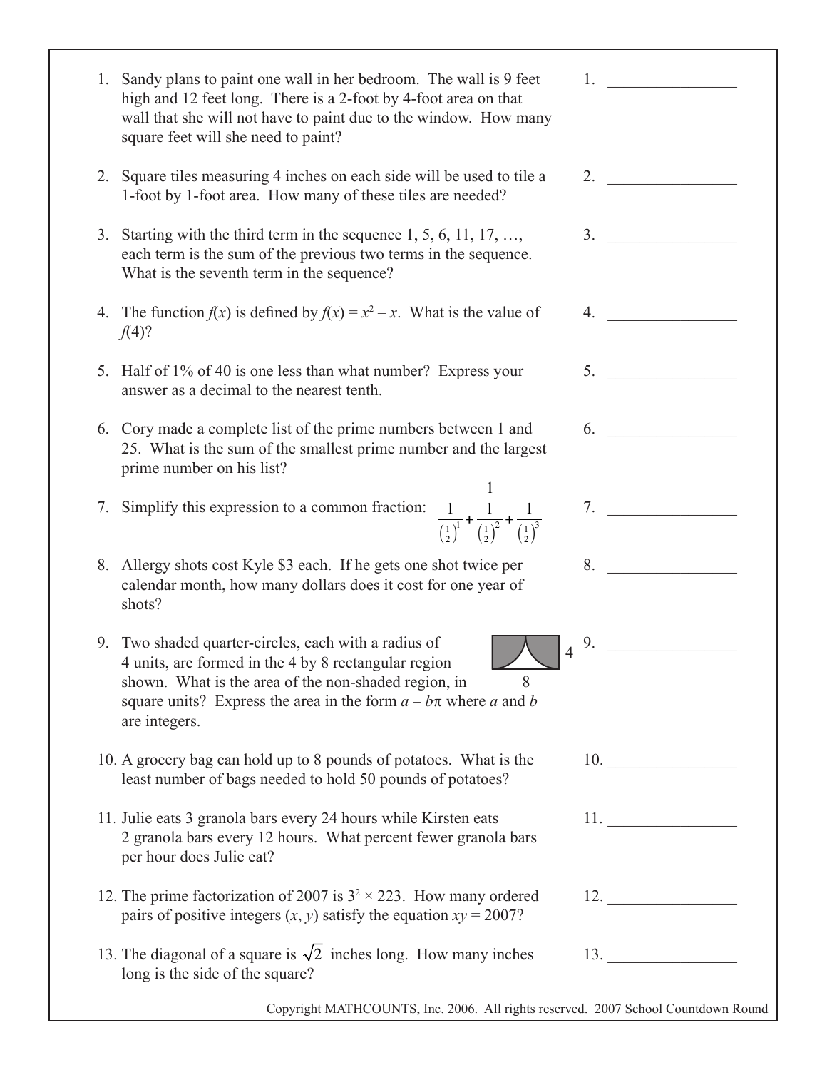1. Sandy plans to paint one wall in her bedroom. The wall is 9 feet high and 12 feet long. There is a 2-foot by 4-foot area on that wall that she will not have to paint due to the window. How many square feet will she need to paint? 1. ________

2. Square tiles measuring 4 inches on each side will be used to tile a 1-foot by 1-foot area. How many of these tiles are needed? 2. ________

3. Starting with the third term in the sequence 1, 5, 6, 11, 17, …, each term is the sum of the previous two terms in the sequence. What is the seventh term in the sequence? 3. ________

4. The function $f(x)$ is defined by $f(x) = x^2 - x$. What is the value of $f(4)$? 4. ________

5. Half of 1% of 40 is one less than what number? Express your answer as a decimal to the nearest tenth. 5. ________

6. Cory made a complete list of the prime numbers between 1 and 25. What is the sum of the smallest prime number and the largest prime number on his list? 6. ________

7. Simplify this expression to a common fraction: $\dfrac{1}{\frac{1}{\left(\frac{1}{2}\right)^1} + \frac{1}{\left(\frac{1}{2}\right)^2} + \frac{1}{\left(\frac{1}{2}\right)^3}}$ 7. ________

8. Allergy shots cost Kyle \$3 each. If he gets one shot twice per calendar month, how many dollars does it cost for one year of shots? 8. ________

9. Two shaded quarter-circles, each with a radius of 4 units, are formed in the 4 by 8 rectangular region shown. What is the area of the non-shaded region, in square units? Express the area in the form $a - b\pi$ where $a$ and $b$ are integers. 9. ________

4

8

10. A grocery bag can hold up to 8 pounds of potatoes. What is the least number of bags needed to hold 50 pounds of potatoes? 10. ________

11. Julie eats 3 granola bars every 24 hours while Kirsten eats 2 granola bars every 12 hours. What percent fewer granola bars per hour does Julie eat? 11. ________

12. The prime factorization of 2007 is $3^2 \times 223$. How many ordered pairs of positive integers $(x, y)$ satisfy the equation $xy = 2007$? 12. ________

13. The diagonal of a square is $\sqrt{2}$ inches long. How many inches long is the side of the square? 13. ________

Copyright MATHCOUNTS, Inc. 2006. All rights reserved. 2007 School Countdown Round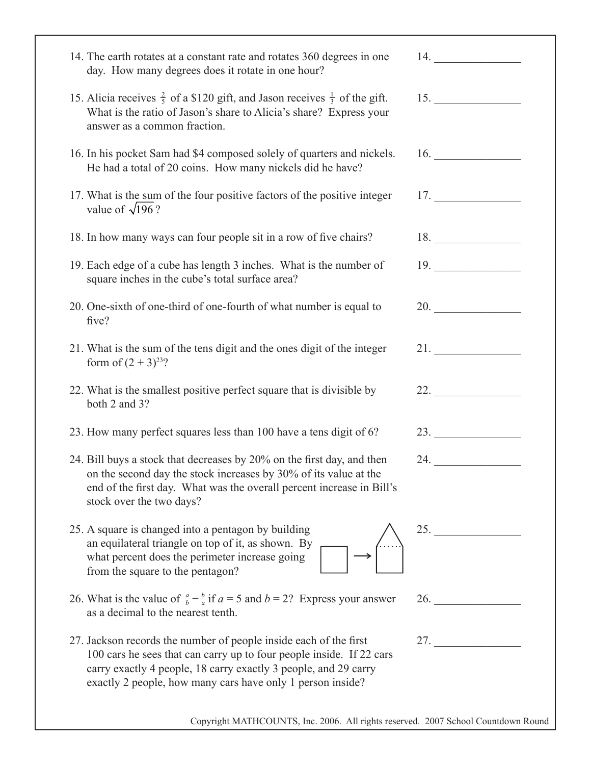14. The earth rotates at a constant rate and rotates 360 degrees in one day. How many degrees does it rotate in one hour?

14. _______________

15. Alicia receives $\frac{2}{5}$ of a \$120 gift, and Jason receives $\frac{1}{3}$ of the gift. What is the ratio of Jason's share to Alicia's share? Express your answer as a common fraction.

15. _______________

16. In his pocket Sam had \$4 composed solely of quarters and nickels. He had a total of 20 coins. How many nickels did he have?

16. _______________

17. What is the sum of the four positive factors of the positive integer value of $\sqrt{196}$?

17. _______________

18. In how many ways can four people sit in a row of five chairs?

18. _______________

19. Each edge of a cube has length 3 inches. What is the number of square inches in the cube's total surface area?

19. _______________

20. One-sixth of one-third of one-fourth of what number is equal to five?

20. _______________

21. What is the sum of the tens digit and the ones digit of the integer form of $(2 + 3)^{23}$?

21. _______________

22. What is the smallest positive perfect square that is divisible by both 2 and 3?

22. _______________

23. How many perfect squares less than 100 have a tens digit of 6?

23. _______________

24. Bill buys a stock that decreases by 20% on the first day, and then on the second day the stock increases by 30% of its value at the end of the first day. What was the overall percent increase in Bill's stock over the two days?

24. _______________

25. A square is changed into a pentagon by building an equilateral triangle on top of it, as shown. By what percent does the perimeter increase going from the square to the pentagon?

25. _______________

26. What is the value of $\frac{a}{b} - \frac{b}{a}$ if $a = 5$ and $b = 2$? Express your answer as a decimal to the nearest tenth.

26. _______________

27. Jackson records the number of people inside each of the first 100 cars he sees that can carry up to four people inside. If 22 cars carry exactly 4 people, 18 carry exactly 3 people, and 29 carry exactly 2 people, how many cars have only 1 person inside?

27. _______________

Copyright MATHCOUNTS, Inc. 2006. All rights reserved. 2007 School Countdown Round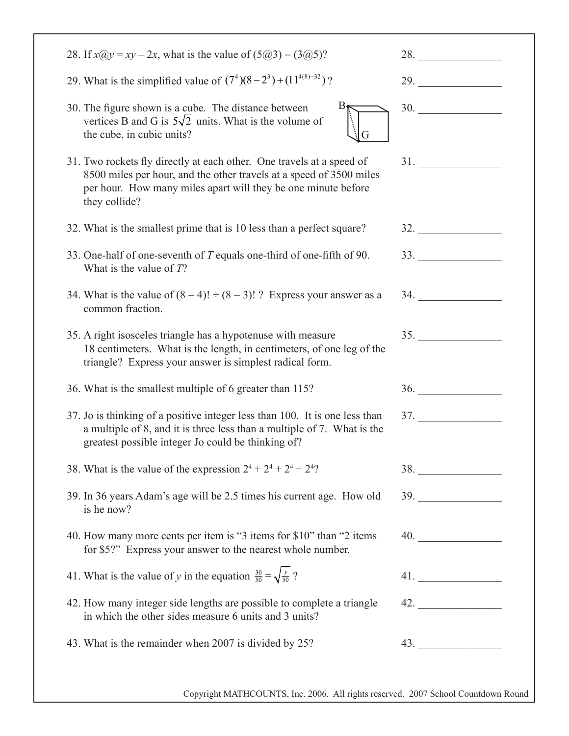28. If $x@y = xy - 2x$, what is the value of $(5@3) - (3@5)$? 28. _______________

29. What is the simplified value of $(7^4)(8-2^3)+(11^{4(8)-32})$ ? 29. _______________

30. The figure shown is a cube. The distance between vertices B and G is $5\sqrt{2}$ units. What is the volume of the cube, in cubic units? 30. _______________

B

G

31. Two rockets fly directly at each other. One travels at a speed of 8500 miles per hour, and the other travels at a speed of 3500 miles per hour. How many miles apart will they be one minute before they collide? 31. _______________

32. What is the smallest prime that is 10 less than a perfect square? 32. _______________

33. One-half of one-seventh of $T$ equals one-third of one-fifth of 90. What is the value of $T$? 33. _______________

34. What is the value of $(8 - 4)! \div (8 - 3)!$ ? Express your answer as a common fraction. 34. _______________

35. A right isosceles triangle has a hypotenuse with measure 18 centimeters. What is the length, in centimeters, of one leg of the triangle? Express your answer is simplest radical form. 35. _______________

36. What is the smallest multiple of 6 greater than 115? 36. _______________

37. Jo is thinking of a positive integer less than 100. It is one less than a multiple of 8, and it is three less than a multiple of 7. What is the greatest possible integer Jo could be thinking of? 37. _______________

38. What is the value of the expression $2^4 + 2^4 + 2^4 + 2^4$? 38. _______________

39. In 36 years Adam's age will be 2.5 times his current age. How old is he now? 39. _______________

40. How many more cents per item is "3 items for \$10" than "2 items for \$5?" Express your answer to the nearest whole number. 40. _______________

41. What is the value of $y$ in the equation $\frac{30}{50} = \sqrt{\frac{y}{50}}$ ? 41. _______________

42. How many integer side lengths are possible to complete a triangle in which the other sides measure 6 units and 3 units? 42. _______________

43. What is the remainder when 2007 is divided by 25? 43. _______________

Copyright MATHCOUNTS, Inc. 2006. All rights reserved. 2007 School Countdown Round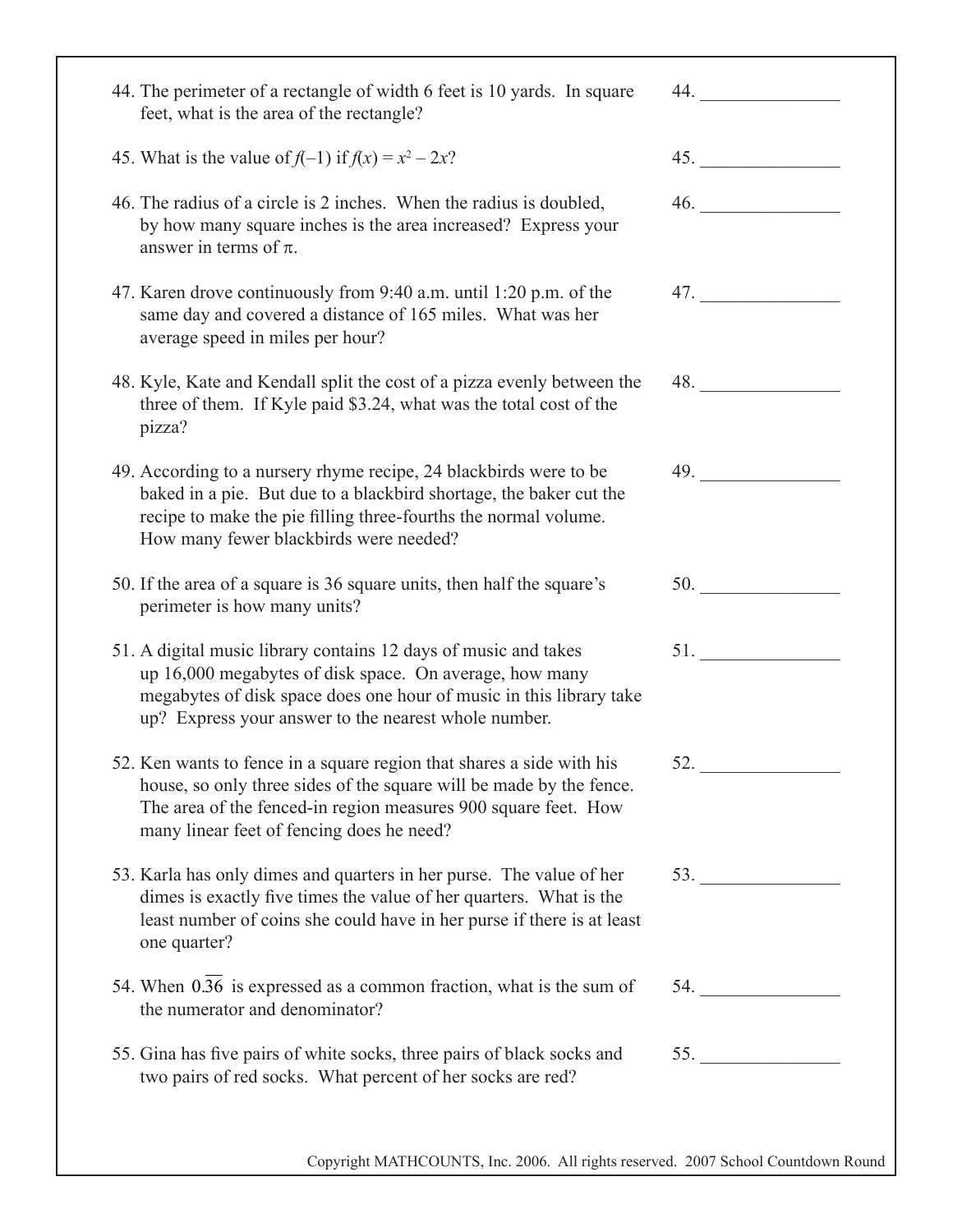44. The perimeter of a rectangle of width 6 feet is 10 yards. In square feet, what is the area of the rectangle? 44. _______________

45. What is the value of $f(-1)$ if $f(x) = x^2 - 2x$? 45. _______________

46. The radius of a circle is 2 inches. When the radius is doubled, by how many square inches is the area increased? Express your answer in terms of $\pi$. 46. _______________

47. Karen drove continuously from 9:40 a.m. until 1:20 p.m. of the same day and covered a distance of 165 miles. What was her average speed in miles per hour? 47. _______________

48. Kyle, Kate and Kendall split the cost of a pizza evenly between the three of them. If Kyle paid \$3.24, what was the total cost of the pizza? 48. _______________

49. According to a nursery rhyme recipe, 24 blackbirds were to be baked in a pie. But due to a blackbird shortage, the baker cut the recipe to make the pie filling three-fourths the normal volume. How many fewer blackbirds were needed? 49. _______________

50. If the area of a square is 36 square units, then half the square's perimeter is how many units? 50. _______________

51. A digital music library contains 12 days of music and takes up 16,000 megabytes of disk space. On average, how many megabytes of disk space does one hour of music in this library take up? Express your answer to the nearest whole number. 51. _______________

52. Ken wants to fence in a square region that shares a side with his house, so only three sides of the square will be made by the fence. The area of the fenced-in region measures 900 square feet. How many linear feet of fencing does he need? 52. _______________

53. Karla has only dimes and quarters in her purse. The value of her dimes is exactly five times the value of her quarters. What is the least number of coins she could have in her purse if there is at least one quarter? 53. _______________

54. When $0.\overline{36}$ is expressed as a common fraction, what is the sum of the numerator and denominator? 54. _______________

55. Gina has five pairs of white socks, three pairs of black socks and two pairs of red socks. What percent of her socks are red? 55. _______________

Copyright MATHCOUNTS, Inc. 2006. All rights reserved. 2007 School Countdown Round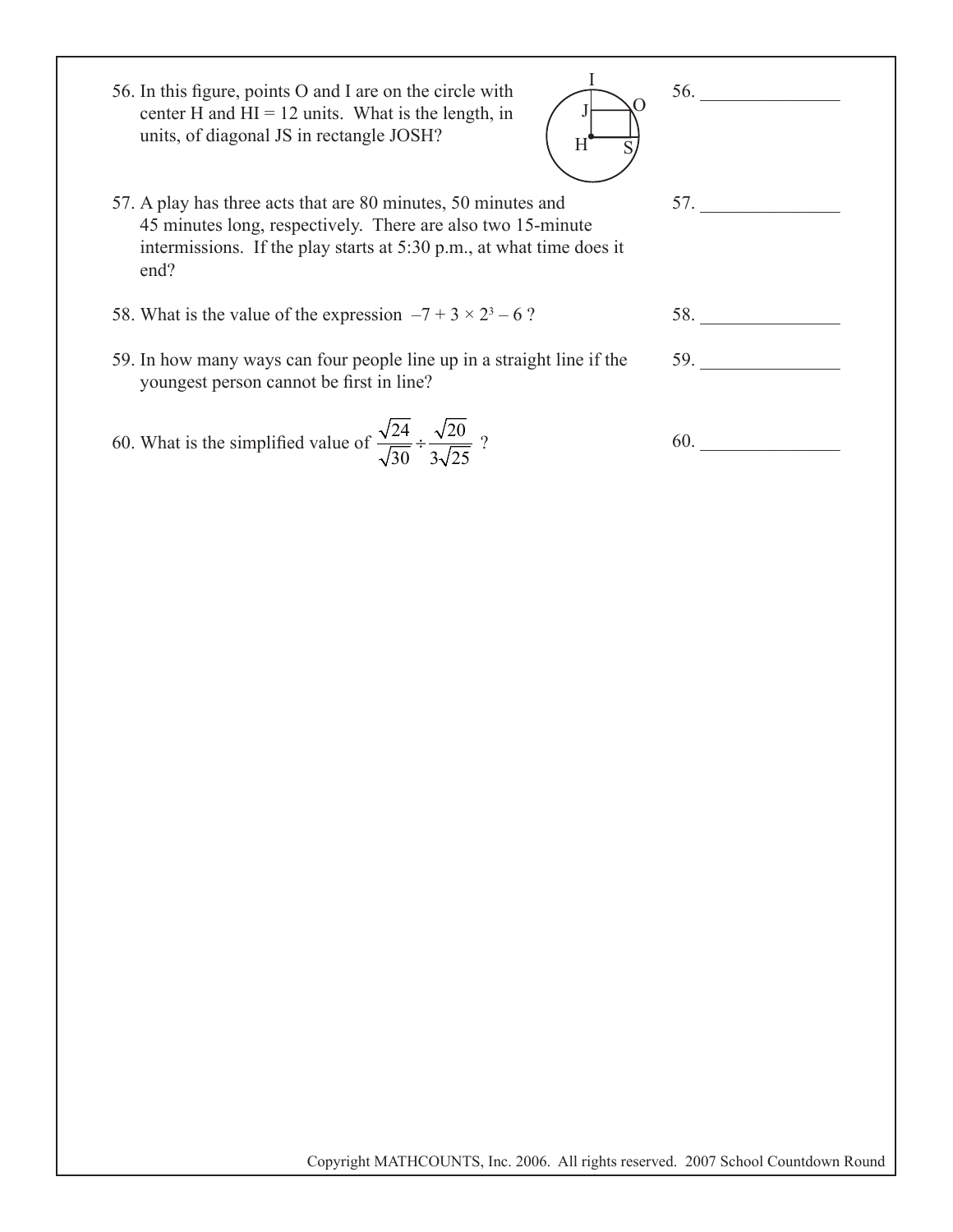56. In this figure, points O and I are on the circle with center H and HI = 12 units. What is the length, in units, of diagonal JS in rectangle JOSH?

I

J

O

H

S

56. _______________

57. A play has three acts that are 80 minutes, 50 minutes and 45 minutes long, respectively. There are also two 15-minute intermissions. If the play starts at 5:30 p.m., at what time does it end?

57. _______________

58. What is the value of the expression $-7 + 3 \times 2^3 - 6$ ?

58. _______________

59. In how many ways can four people line up in a straight line if the youngest person cannot be first in line?

59. _______________

60. What is the simplified value of $\frac{\sqrt{24}}{\sqrt{30}} \div \frac{\sqrt{20}}{3\sqrt{25}}$ ?

60. _______________

Copyright MATHCOUNTS, Inc. 2006. All rights reserved. 2007 School Countdown Round